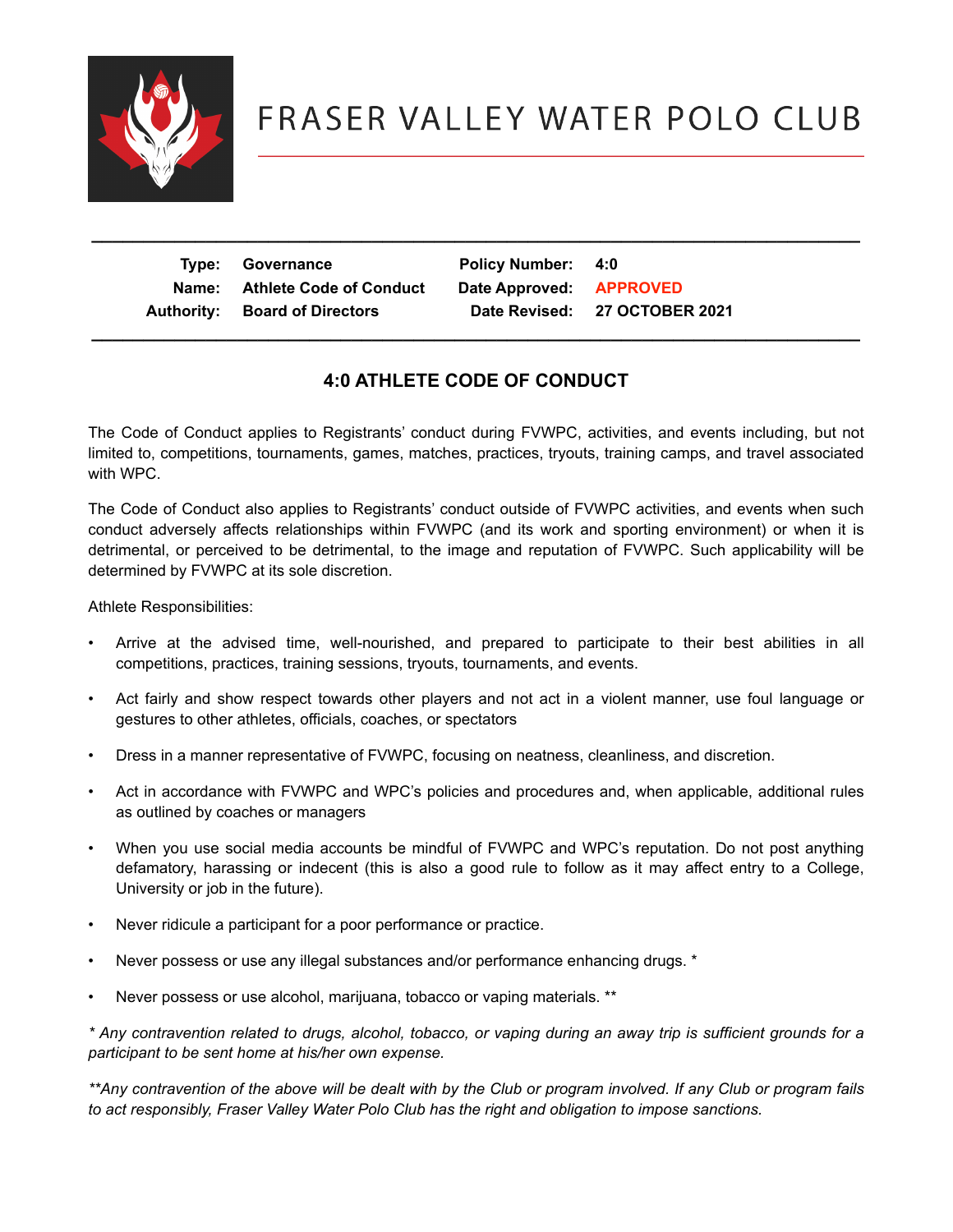# FRASER VALLEY WATER POLO CLUB

| Type: | Governance | Policy Number: | 4:0 |
|---|---|---|---|
| Name: | Athlete Code of Conduct | Date Approved: | APPROVED |
| Authority: | Board of Directors | Date Revised: | 27 OCTOBER 2021 |

## 4:0 ATHLETE CODE OF CONDUCT

The Code of Conduct applies to Registrants' conduct during FVWPC, activities, and events including, but not limited to, competitions, tournaments, games, matches, practices, tryouts, training camps, and travel associated with WPC.

The Code of Conduct also applies to Registrants' conduct outside of FVWPC activities, and events when such conduct adversely affects relationships within FVWPC (and its work and sporting environment) or when it is detrimental, or perceived to be detrimental, to the image and reputation of FVWPC. Such applicability will be determined by FVWPC at its sole discretion.

Athlete Responsibilities:

- Arrive at the advised time, well-nourished, and prepared to participate to their best abilities in all competitions, practices, training sessions, tryouts, tournaments, and events.
- Act fairly and show respect towards other players and not act in a violent manner, use foul language or gestures to other athletes, officials, coaches, or spectators
- Dress in a manner representative of FVWPC, focusing on neatness, cleanliness, and discretion.
- Act in accordance with FVWPC and WPC's policies and procedures and, when applicable, additional rules as outlined by coaches or managers
- When you use social media accounts be mindful of FVWPC and WPC's reputation. Do not post anything defamatory, harassing or indecent (this is also a good rule to follow as it may affect entry to a College, University or job in the future).
- Never ridicule a participant for a poor performance or practice.
- Never possess or use any illegal substances and/or performance enhancing drugs. *
- Never possess or use alcohol, marijuana, tobacco or vaping materials. **

*\* Any contravention related to drugs, alcohol, tobacco, or vaping during an away trip is sufficient grounds for a participant to be sent home at his/her own expense.*

*\*\*Any contravention of the above will be dealt with by the Club or program involved. If any Club or program fails to act responsibly, Fraser Valley Water Polo Club has the right and obligation to impose sanctions.*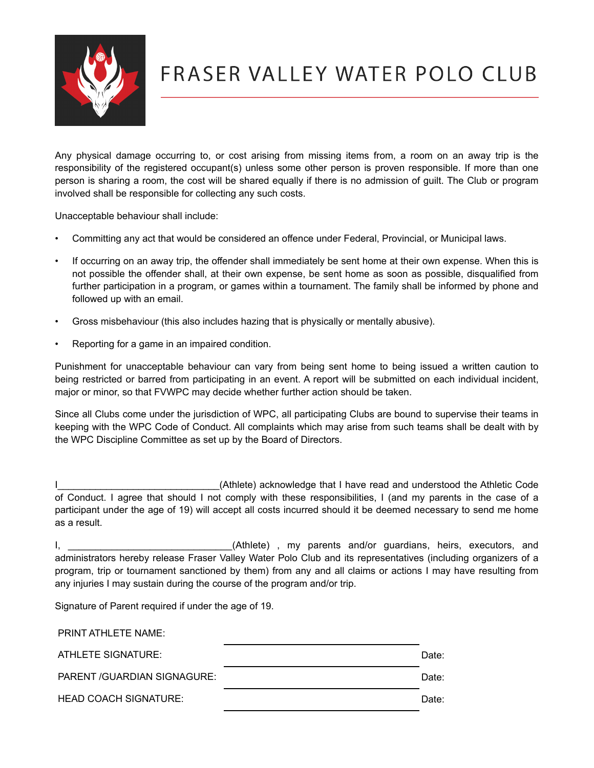# FRASER VALLEY WATER POLO CLUB

Any physical damage occurring to, or cost arising from missing items from, a room on an away trip is the responsibility of the registered occupant(s) unless some other person is proven responsible. If more than one person is sharing a room, the cost will be shared equally if there is no admission of guilt. The Club or program involved shall be responsible for collecting any such costs.

Unacceptable behaviour shall include:

- Committing any act that would be considered an offence under Federal, Provincial, or Municipal laws.
- If occurring on an away trip, the offender shall immediately be sent home at their own expense. When this is not possible the offender shall, at their own expense, be sent home as soon as possible, disqualified from further participation in a program, or games within a tournament. The family shall be informed by phone and followed up with an email.
- Gross misbehaviour (this also includes hazing that is physically or mentally abusive).
- Reporting for a game in an impaired condition.

Punishment for unacceptable behaviour can vary from being sent home to being issued a written caution to being restricted or barred from participating in an event. A report will be submitted on each individual incident, major or minor, so that FVWPC may decide whether further action should be taken.

Since all Clubs come under the jurisdiction of WPC, all participating Clubs are bound to supervise their teams in keeping with the WPC Code of Conduct. All complaints which may arise from such teams shall be dealt with by the WPC Discipline Committee as set up by the Board of Directors.

I______________________________(Athlete) acknowledge that I have read and understood the Athletic Code of Conduct. I agree that should I not comply with these responsibilities, I (and my parents in the case of a participant under the age of 19) will accept all costs incurred should it be deemed necessary to send me home as a result.

I, _______________________________(Athlete) , my parents and/or guardians, heirs, executors, and administrators hereby release Fraser Valley Water Polo Club and its representatives (including organizers of a program, trip or tournament sanctioned by them) from any and all claims or actions I may have resulting from any injuries I may sustain during the course of the program and/or trip.

Signature of Parent required if under the age of 19.

PRINT ATHLETE NAME: ______________________________

ATHLETE SIGNATURE: ______________________________ Date:

PARENT /GUARDIAN SIGNAGURE: ______________________________ Date:

HEAD COACH SIGNATURE: ______________________________ Date: